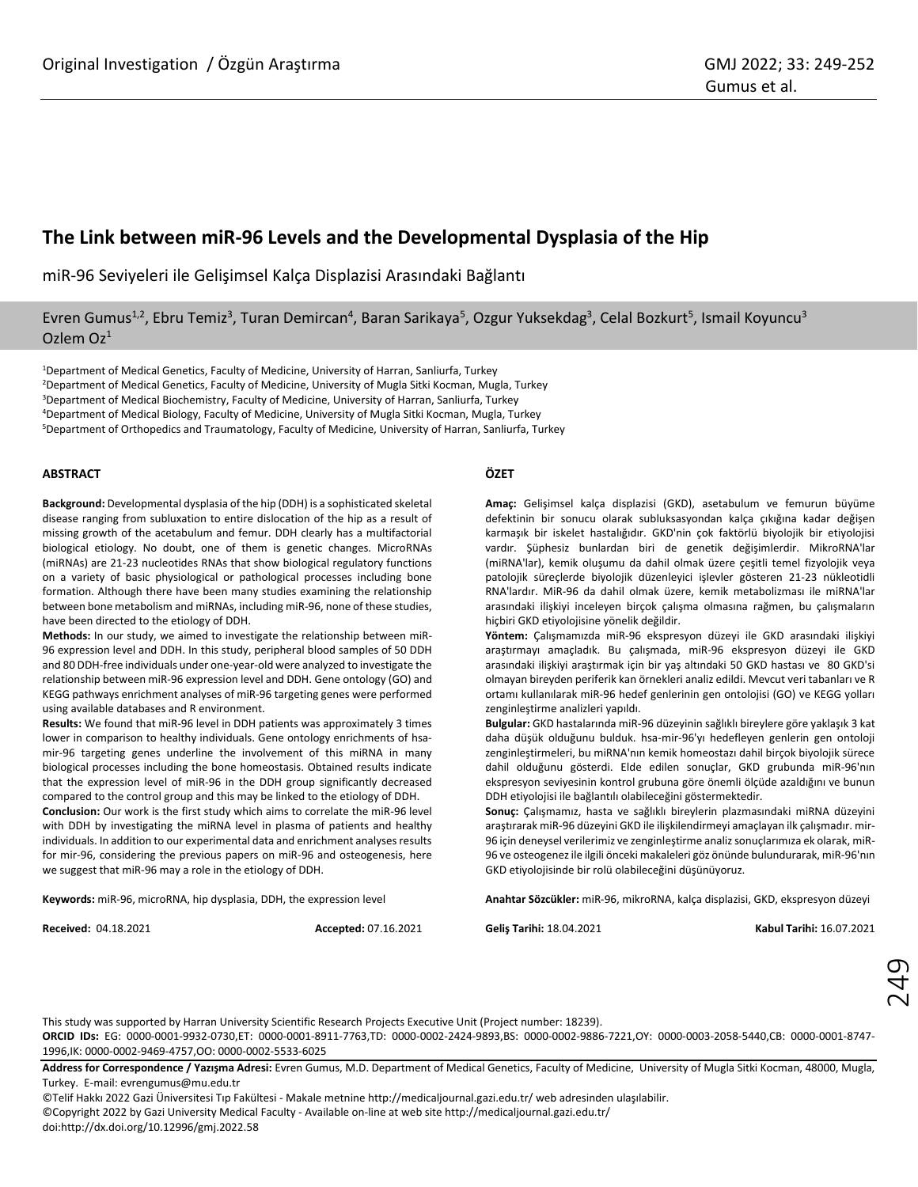Original Investigation / Özgün Araştırma

# The Link between miR-96 Levels and the Developmental Dysplasia of the Hip

miR-96 Seviyeleri ile Gelişimsel Kalça Displazisi Arasındaki Bağlantı

Evren Gumus[1,2], Ebru Temiz[3], Turan Demircan[4], Baran Sarikaya[5], Ozgur Yuksekdag[3], Celal Bozkurt[5], Ismail Koyuncu[3]
Ozlem Oz[1]

[1]Department of Medical Genetics, Faculty of Medicine, University of Harran, Sanliurfa, Turkey
[2]Department of Medical Genetics, Faculty of Medicine, University of Mugla Sitki Kocman, Mugla, Turkey
[3]Department of Medical Biochemistry, Faculty of Medicine, University of Harran, Sanliurfa, Turkey
[4]Department of Medical Biology, Faculty of Medicine, University of Mugla Sitki Kocman, Mugla, Turkey
[5]Department of Orthopedics and Traumatology, Faculty of Medicine, University of Harran, Sanliurfa, Turkey

## ABSTRACT

**Background:** Developmental dysplasia of the hip (DDH) is a sophisticated skeletal disease ranging from subluxation to entire dislocation of the hip as a result of missing growth of the acetabulum and femur. DDH clearly has a multifactorial biological etiology. No doubt, one of them is genetic changes. MicroRNAs (miRNAs) are 21-23 nucleotides RNAs that show biological regulatory functions on a variety of basic physiological or pathological processes including bone formation. Although there have been many studies examining the relationship between bone metabolism and miRNAs, including miR-96, none of these studies, have been directed to the etiology of DDH.

**Methods:** In our study, we aimed to investigate the relationship between miR-96 expression level and DDH. In this study, peripheral blood samples of 50 DDH and 80 DDH-free individuals under one-year-old were analyzed to investigate the relationship between miR-96 expression level and DDH. Gene ontology (GO) and KEGG pathways enrichment analyses of miR-96 targeting genes were performed using available databases and R environment.

**Results:** We found that miR-96 level in DDH patients was approximately 3 times lower in comparison to healthy individuals. Gene ontology enrichments of hsa-mir-96 targeting genes underline the involvement of this miRNA in many biological processes including the bone homeostasis. Obtained results indicate that the expression level of miR-96 in the DDH group significantly decreased compared to the control group and this may be linked to the etiology of DDH.

**Conclusion:** Our work is the first study which aims to correlate the miR-96 level with DDH by investigating the miRNA level in plasma of patients and healthy individuals. In addition to our experimental data and enrichment analyses results for mir-96, considering the previous papers on miR-96 and osteogenesis, here we suggest that miR-96 may a role in the etiology of DDH.

**Keywords:** miR-96, microRNA, hip dysplasia, DDH, the expression level

**Received:** 04.18.2021 **Accepted:** 07.16.2021

## ÖZET

**Amaç:** Gelişimsel kalça displazisi (GKD), asetabulum ve femurun büyüme defektinin bir sonucu olarak subluksasyondan kalça çıkığına kadar değişen karmaşık bir iskelet hastalığıdır. GKD'nin çok faktörlü biyolojik bir etiyolojisi vardır. Şüphesiz bunlardan biri de genetik değişimlerdir. MikroRNA'lar (miRNA'lar), kemik oluşumu da dahil olmak üzere çeşitli temel fizyolojik veya patolojik süreçlerde biyolojik düzenleyici işlevler gösteren 21-23 nükleotidli RNA'lardır. MiR-96 da dahil olmak üzere, kemik metabolizması ile miRNA'lar arasındaki ilişkiyi inceleyen birçok çalışma olmasına rağmen, bu çalışmaların hiçbiri GKD etiyolojisine yönelik değildir.

**Yöntem:** Çalışmamızda miR-96 ekspresyon düzeyi ile GKD arasındaki ilişkiyi araştırmayı amaçladık. Bu çalışmada, miR-96 ekspresyon düzeyi ile GKD arasındaki ilişkiyi araştırmak için bir yaş altındaki 50 GKD hastası ve 80 GKD'si olmayan bireyden periferik kan örnekleri analiz edildi. Mevcut veri tabanları ve R ortamı kullanılarak miR-96 hedef genlerinin gen ontolojisi (GO) ve KEGG yolları zenginleştirme analizleri yapıldı.

**Bulgular:** GKD hastalarında miR-96 düzeyinin sağlıklı bireylere göre yaklaşık 3 kat daha düşük olduğunu bulduk. hsa-mir-96'yı hedefleyen genlerin gen ontoloji zenginleştirmeleri, bu miRNA'nın kemik homeostazı dahil birçok biyolojik sürece dahil olduğunu gösterdi. Elde edilen sonuçlar, GKD grubunda miR-96'nın ekspresyon seviyesinin kontrol grubuna göre önemli ölçüde azaldığını ve bunun DDH etiyolojisi ile bağlantılı olabileceğini göstermektedir.

**Sonuç:** Çalışmamız, hasta ve sağlıklı bireylerin plazmasındaki miRNA düzeyini araştırarak miR-96 düzeyini GKD ile ilişkilendirmeyi amaçlayan ilk çalışmadır. mir-96 için deneysel verilerimiz ve zenginleştirme analiz sonuçlarımıza ek olarak, miR-96 ve osteogenez ile ilgili önceki makaleleri göz önünde bulundurarak, miR-96'nın GKD etiyolojisinde bir rolü olabileceğini düşünüyoruz.

**Anahtar Sözcükler:** miR-96, mikroRNA, kalça displazisi, GKD, ekspresyon düzeyi

**Geliş Tarihi:** 18.04.2021 **Kabul Tarihi:** 16.07.2021

This study was supported by Harran University Scientific Research Projects Executive Unit (Project number: 18239).

**ORCID IDs:** EG: 0000-0001-9932-0730,ET: 0000-0001-8911-7763,TD: 0000-0002-2424-9893,BS: 0000-0002-9886-7221,OY: 0000-0003-2058-5440,CB: 0000-0001-8747-1996,IK: 0000-0002-9469-4757,OO: 0000-0002-5533-6025

**Address for Correspondence / Yazışma Adresi:** Evren Gumus, M.D. Department of Medical Genetics, Faculty of Medicine, University of Mugla Sitki Kocman, 48000, Mugla, Turkey. E-mail: evrengumus@mu.edu.tr

©Telif Hakkı 2022 Gazi Üniversitesi Tıp Fakültesi - Makale metnine http://medicaljournal.gazi.edu.tr/ web adresinden ulaşılabilir.
©Copyright 2022 by Gazi University Medical Faculty - Available on-line at web site http://medicaljournal.gazi.edu.tr/
doi:http://dx.doi.org/10.12996/gmj.2022.58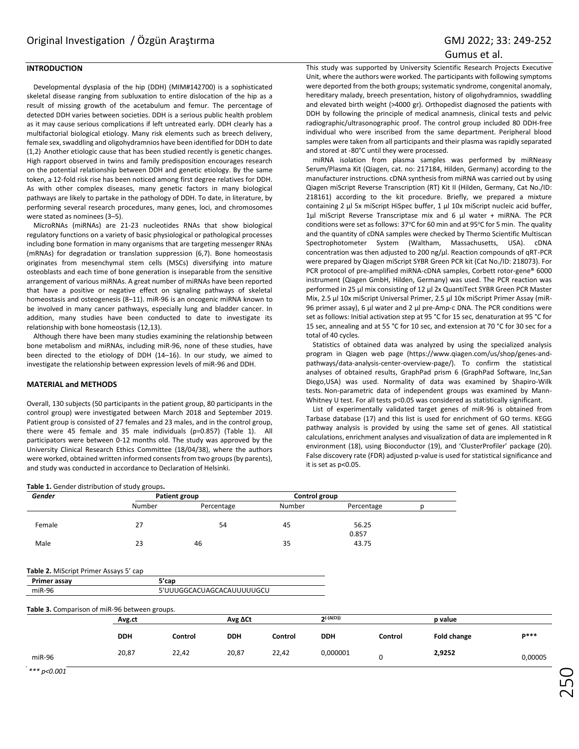## INTRODUCTION

Developmental dysplasia of the hip (DDH) (MIM#142700) is a sophisticated skeletal disease ranging from subluxation to entire dislocation of the hip as a result of missing growth of the acetabulum and femur. The percentage of detected DDH varies between societies. DDH is a serious public health problem as it may cause serious complications if left untreated early. DDH clearly has a multifactorial biological etiology. Many risk elements such as breech delivery, female sex, swaddling and oligohydramnios have been identified for DDH to date (1,2). Another etiologic cause that has been studied recently is genetic changes. High rapport observed in twins and family predisposition encourages research on the potential relationship between DDH and genetic etiology. By the same token, a 12-fold risk rise has been noticed among first degree relatives for DDH. As with other complex diseases, many genetic factors in many biological pathways are likely to partake in the pathology of DDH. To date, in literature, by performing several research procedures, many genes, loci, and chromosomes were stated as nominees (3–5).

MicroRNAs (miRNAs) are 21-23 nucleotides RNAs that show biological regulatory functions on a variety of basic physiological or pathological processes including bone formation in many organisms that are targeting messenger RNAs (mRNAs) for degradation or translation suppression (6,7). Bone homeostasis originates from mesenchymal stem cells (MSCs) diversifying into mature osteoblasts and each time of bone generation is inseparable from the sensitive arrangement of various miRNAs. A great number of miRNAs have been reported that have a positive or negative effect on signaling pathways of skeletal homeostasis and osteogenesis (8–11). miR-96 is an oncogenic miRNA known to be involved in many cancer pathways, especially lung and bladder cancer. In addition, many studies have been conducted to date to investigate its relationship with bone homeostasis (12,13).

Although there have been many studies examining the relationship between bone metabolism and miRNAs, including miR-96, none of these studies, have been directed to the etiology of DDH (14–16). In our study, we aimed to investigate the relationship between expression levels of miR-96 and DDH.

## MATERIAL and METHODS

Overall, 130 subjects (50 participants in the patient group, 80 participants in the control group) were investigated between March 2018 and September 2019. Patient group is consisted of 27 females and 23 males, and in the control group, there were 45 female and 35 male individuals (p=0.857) (Table 1). All participators were between 0-12 months old. The study was approved by the University Clinical Research Ethics Committee (18/04/38), where the authors were worked, obtained written informed consents from two groups (by parents), and study was conducted in accordance to Declaration of Helsinki.

This study was supported by University Scientific Research Projects Executive Unit, where the authors where worked. The participants with following symptoms were deported from the both groups; systematic syndrome, congenital anomaly, hereditary malady, breech presentation, history of oligohydramnios, swaddling and elevated birth weight (>4000 gr). Orthopedist diagnosed the patients with DDH by following the principle of medical anamnesis, clinical tests and pelvic radiographic/ultrasonographic proof. The control group included 80 DDH-free individual who were inscribed from the same department. Peripheral blood samples were taken from all participants and their plasma was rapidly separated and stored at -80°C until they were processed.

miRNA isolation from plasma samples was performed by miRNeasy Serum/Plasma Kit (Qiagen, cat. no: 217184, Hilden, Germany) according to the manufacturer instructions. cDNA synthesis from miRNA was carried out by using Qiagen miScript Reverse Transcription (RT) Kit II (Hilden, Germany, Cat No./ID: 218161) according to the kit procedure. Briefly, we prepared a mixture containing 2 µl 5x miScript HiSpec buffer, 1 µl 10x miScript nucleic acid buffer, 1µl miScript Reverse Transcriptase mix and 6 µl water + miRNA. The PCR conditions were set as follows: 37°C for 60 min and at 95°C for 5 min. The quality and the quantity of cDNA samples were checked by Thermo Scientific Multiscan Spectrophotometer System (Waltham, Massachusetts, USA). cDNA concentration was then adjusted to 200 ng/µl. Reaction compounds of qRT-PCR were prepared by Qiagen miScript SYBR Green PCR kit (Cat No./ID: 218073). For PCR protocol of pre-amplified miRNA-cDNA samples, Corbett rotor-gene® 6000 instrument (Qiagen GmbH, Hilden, Germany) was used. The PCR reaction was performed in 25 µl mix consisting of 12 µl 2x QuantiTect SYBR Green PCR Master Mix, 2.5 µl 10x miScript Universal Primer, 2.5 µl 10x miScript Primer Assay (miR-96 primer assay), 6 µl water and 2 µl pre-Amp-c DNA. The PCR conditions were set as follows: Initial activation step at 95 °C for 15 sec, denaturation at 95 °C for 15 sec, annealing and at 55 °C for 10 sec, and extension at 70 °C for 30 sec for a total of 40 cycles.

Statistics of obtained data was analyzed by using the specialized analysis program in Qiagen web page (https://www.qiagen.com/us/shop/genes-and-pathways/data-analysis-center-overview-page/). To confirm the statistical analyses of obtained results, GraphPad prism 6 (GraphPad Software, Inc,San Diego,USA) was used. Normality of data was examined by Shapiro-Wilk tests. Non-parametric data of independent groups was examined by Mann-Whitney U test. For all tests p<0.05 was considered as statistically significant.

List of experimentally validated target genes of miR-96 is obtained from Tarbase database (17) and this list is used for enrichment of GO terms. KEGG pathway analysis is provided by using the same set of genes. All statistical calculations, enrichment analyses and visualization of data are implemented in R environment (18), using Bioconductor (19), and 'ClusterProfiler' package (20). False discovery rate (FDR) adjusted p-value is used for statistical significance and it is set as p<0.05.

**Table 1.** Gender distribution of study groups**.**

| *Gender* | Patient group | | Control group | | |
|---|---|---|---|---|---|
| | Number | Percentage | Number | Percentage | p |
| Female | 27 | 54 | 45 | 56.25 | 0.857 |
| Male | 23 | 46 | 35 | 43.75 | |

**Table 2.** MiScript Primer Assays 5' cap

| Primer assay | 5'cap |
|---|---|
| miR-96 | 5'UUUGGCACUAGCACAUUUUUGCU |

**Table 3.** Comparison of miR-96 between groups.

| | Avg.ct | | Avg ΔCt | | $2^{(-\Delta(Ct))}$ | | p value | |
|---|---|---|---|---|---|---|---|---|
| | **DDH** | **Control** | **DDH** | **Control** | **DDH** | **Control** | **Fold change** | **P*****|
| miR-96 | 20,87 | 22,42 | 20,87 | 22,42 | 0,000001 | 0 | **2,9252** | 0,00005 |

*\*\*\* p<0.001*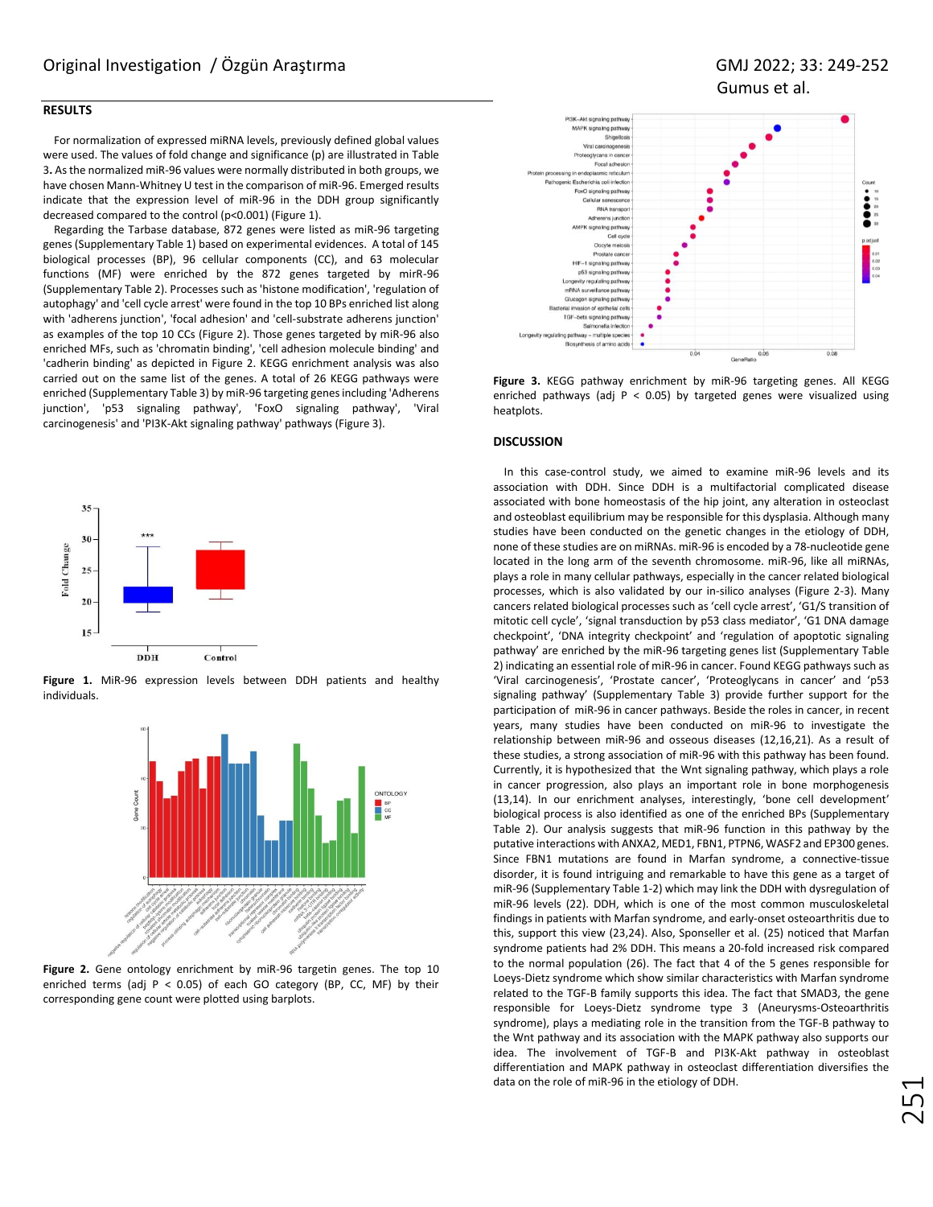## RESULTS

For normalization of expressed miRNA levels, previously defined global values were used. The values of fold change and significance (p) are illustrated in Table 3. As the normalized miR-96 values were normally distributed in both groups, we have chosen Mann-Whitney U test in the comparison of miR-96. Emerged results indicate that the expression level of miR-96 in the DDH group significantly decreased compared to the control ($p<0.001$) (Figure 1).

Regarding the Tarbase database, 872 genes were listed as miR-96 targeting genes (Supplementary Table 1) based on experimental evidences. A total of 145 biological processes (BP), 96 cellular components (CC), and 63 molecular functions (MF) were enriched by the 872 genes targeted by mirR-96 (Supplementary Table 2). Processes such as 'histone modification', 'regulation of autophagy' and 'cell cycle arrest' were found in the top 10 BPs enriched list along with 'adherens junction', 'focal adhesion' and 'cell-substrate adherens junction' as examples of the top 10 CCs (Figure 2). Those genes targeted by miR-96 also enriched MFs, such as 'chromatin binding', 'cell adhesion molecule binding' and 'cadherin binding' as depicted in Figure 2. KEGG enrichment analysis was also carried out on the same list of the genes. A total of 26 KEGG pathways were enriched (Supplementary Table 3) by miR-96 targeting genes including 'Adherens junction', 'p53 signaling pathway', 'FoxO signaling pathway', 'Viral carcinogenesis' and 'PI3K-Akt signaling pathway' pathways (Figure 3).

**Figure 1.** MiR-96 expression levels between DDH patients and healthy individuals.

**Figure 2.** Gene ontology enrichment by miR-96 targetin genes. The top 10 enriched terms (adj $P < 0.05$) of each GO category (BP, CC, MF) by their corresponding gene count were plotted using barplots.

**Figure 3.** KEGG pathway enrichment by miR-96 targeting genes. All KEGG enriched pathways (adj $P < 0.05$) by targeted genes were visualized using heatplots.

## DISCUSSION

In this case-control study, we aimed to examine miR-96 levels and its association with DDH. Since DDH is a multifactorial complicated disease associated with bone homeostasis of the hip joint, any alteration in osteoclast and osteoblast equilibrium may be responsible for this dysplasia. Although many studies have been conducted on the genetic changes in the etiology of DDH, none of these studies are on miRNAs. miR-96 is encoded by a 78-nucleotide gene located in the long arm of the seventh chromosome. miR-96, like all miRNAs, plays a role in many cellular pathways, especially in the cancer related biological processes, which is also validated by our in-silico analyses (Figure 2-3). Many cancers related biological processes such as 'cell cycle arrest', 'G1/S transition of mitotic cell cycle', 'signal transduction by p53 class mediator', 'G1 DNA damage checkpoint', 'DNA integrity checkpoint' and 'regulation of apoptotic signaling pathway' are enriched by the miR-96 targeting genes list (Supplementary Table 2) indicating an essential role of miR-96 in cancer. Found KEGG pathways such as 'Viral carcinogenesis', 'Prostate cancer', 'Proteoglycans in cancer' and 'p53 signaling pathway' (Supplementary Table 3) provide further support for the participation of miR-96 in cancer pathways. Beside the roles in cancer, in recent years, many studies have been conducted on miR-96 to investigate the relationship between miR-96 and osseous diseases (12,16,21). As a result of these studies, a strong association of miR-96 with this pathway has been found. Currently, it is hypothesized that the Wnt signaling pathway, which plays a role in cancer progression, also plays an important role in bone morphogenesis (13,14). In our enrichment analyses, interestingly, 'bone cell development' biological process is also identified as one of the enriched BPs (Supplementary Table 2). Our analysis suggests that miR-96 function in this pathway by the putative interactions with ANXA2, MED1, FBN1, PTPN6, WASF2 and EP300 genes. Since FBN1 mutations are found in Marfan syndrome, a connective-tissue disorder, it is found intriguing and remarkable to have this gene as a target of miR-96 (Supplementary Table 1-2) which may link the DDH with dysregulation of miR-96 levels (22). DDH, which is one of the most common musculoskeletal findings in patients with Marfan syndrome, and early-onset osteoarthritis due to this, support this view (23,24). Also, Sponseller et al. (25) noticed that Marfan syndrome patients had 2% DDH. This means a 20-fold increased risk compared to the normal population (26). The fact that 4 of the 5 genes responsible for Loeys-Dietz syndrome which show similar characteristics with Marfan syndrome related to the TGF-B family supports this idea. The fact that SMAD3, the gene responsible for Loeys-Dietz syndrome type 3 (Aneurysms-Osteoarthritis syndrome), plays a mediating role in the transition from the TGF-B pathway to the Wnt pathway and its association with the MAPK pathway also supports our idea. The involvement of TGF-B and PI3K-Akt pathway in osteoblast differentiation and MAPK pathway in osteoclast differentiation diversifies the data on the role of miR-96 in the etiology of DDH.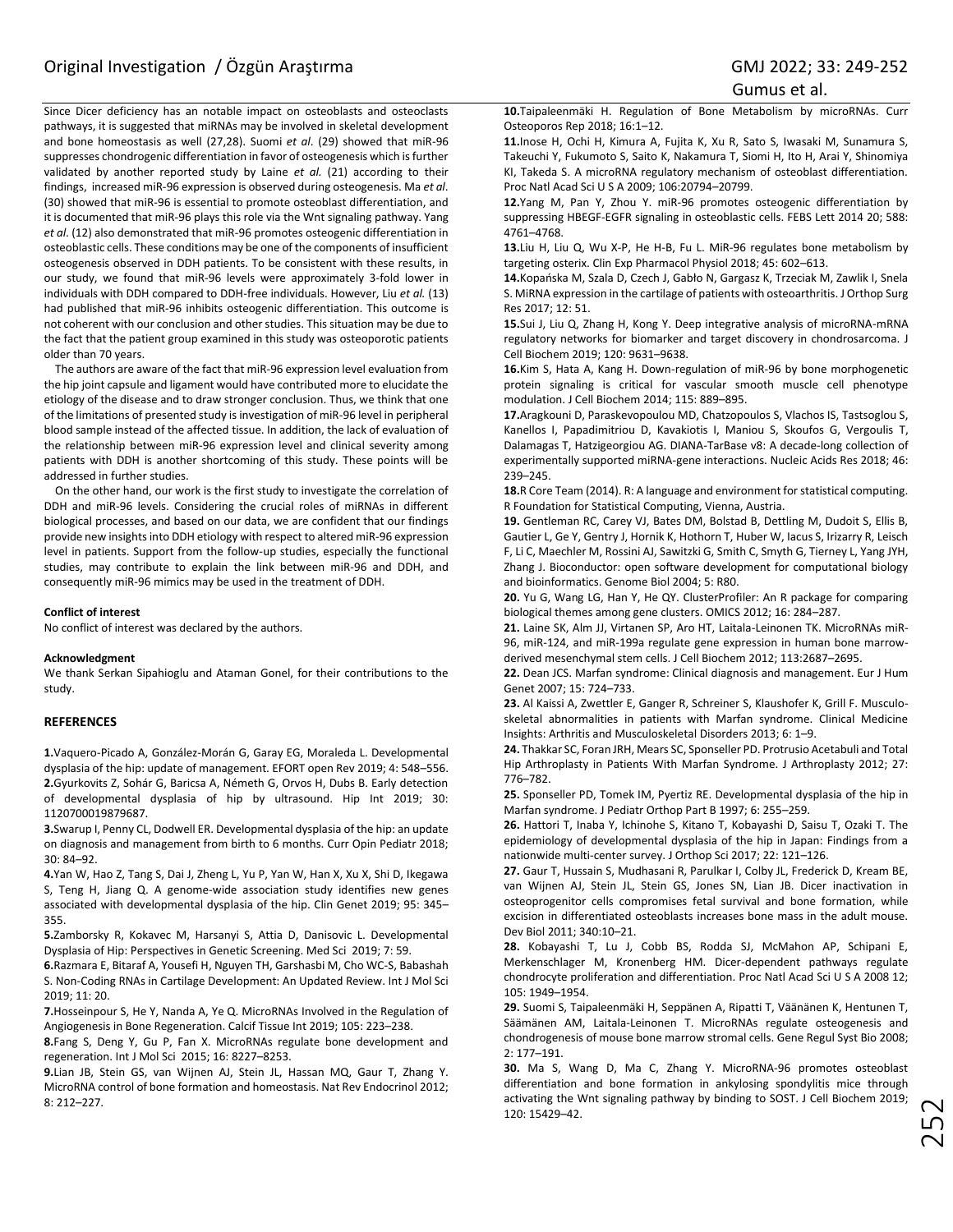Since Dicer deficiency has an notable impact on osteoblasts and osteoclasts pathways, it is suggested that miRNAs may be involved in skeletal development and bone homeostasis as well (27,28). Suomi *et al*. (29) showed that miR-96 suppresses chondrogenic differentiation in favor of osteogenesis which is further validated by another reported study by Laine *et al.* (21) according to their findings, increased miR-96 expression is observed during osteogenesis. Ma *et al*. (30) showed that miR-96 is essential to promote osteoblast differentiation, and it is documented that miR-96 plays this role via the Wnt signaling pathway. Yang *et al*. (12) also demonstrated that miR-96 promotes osteogenic differentiation in osteoblastic cells. These conditions may be one of the components of insufficient osteogenesis observed in DDH patients. To be consistent with these results, in our study, we found that miR-96 levels were approximately 3-fold lower in individuals with DDH compared to DDH-free individuals. However, Liu *et al.* (13) had published that miR-96 inhibits osteogenic differentiation. This outcome is not coherent with our conclusion and other studies. This situation may be due to the fact that the patient group examined in this study was osteoporotic patients older than 70 years.

The authors are aware of the fact that miR-96 expression level evaluation from the hip joint capsule and ligament would have contributed more to elucidate the etiology of the disease and to draw stronger conclusion. Thus, we think that one of the limitations of presented study is investigation of miR-96 level in peripheral blood sample instead of the affected tissue. In addition, the lack of evaluation of the relationship between miR-96 expression level and clinical severity among patients with DDH is another shortcoming of this study. These points will be addressed in further studies.

On the other hand, our work is the first study to investigate the correlation of DDH and miR-96 levels. Considering the crucial roles of miRNAs in different biological processes, and based on our data, we are confident that our findings provide new insights into DDH etiology with respect to altered miR-96 expression level in patients. Support from the follow-up studies, especially the functional studies, may contribute to explain the link between miR-96 and DDH, and consequently miR-96 mimics may be used in the treatment of DDH.

**Conflict of interest**

No conflict of interest was declared by the authors.

**Acknowledgment**

We thank Serkan Sipahioglu and Ataman Gonel, for their contributions to the study.

**REFERENCES**

**1.** Vaquero-Picado A, González-Morán G, Garay EG, Moraleda L. Developmental dysplasia of the hip: update of management. EFORT open Rev 2019; 4: 548–556.

**2.** Gyurkovits Z, Sohár G, Baricsa A, Németh G, Orvos H, Dubs B. Early detection of developmental dysplasia of hip by ultrasound. Hip Int 2019; 30: 1120700019879687.

**3.** Swarup I, Penny CL, Dodwell ER. Developmental dysplasia of the hip: an update on diagnosis and management from birth to 6 months. Curr Opin Pediatr 2018; 30: 84–92.

**4.** Yan W, Hao Z, Tang S, Dai J, Zheng L, Yu P, Yan W, Han X, Xu X, Shi D, Ikegawa S, Teng H, Jiang Q. A genome-wide association study identifies new genes associated with developmental dysplasia of the hip. Clin Genet 2019; 95: 345–355.

**5.** Zamborsky R, Kokavec M, Harsanyi S, Attia D, Danisovic L. Developmental Dysplasia of Hip: Perspectives in Genetic Screening. Med Sci 2019; 7: 59.

**6.** Razmara E, Bitaraf A, Yousefi H, Nguyen TH, Garshasbi M, Cho WC-S, Babashah S. Non-Coding RNAs in Cartilage Development: An Updated Review. Int J Mol Sci 2019; 11: 20.

**7.** Hosseinpour S, He Y, Nanda A, Ye Q. MicroRNAs Involved in the Regulation of Angiogenesis in Bone Regeneration. Calcif Tissue Int 2019; 105: 223–238.

**8.** Fang S, Deng Y, Gu P, Fan X. MicroRNAs regulate bone development and regeneration. Int J Mol Sci 2015; 16: 8227–8253.

**9.** Lian JB, Stein GS, van Wijnen AJ, Stein JL, Hassan MQ, Gaur T, Zhang Y. MicroRNA control of bone formation and homeostasis. Nat Rev Endocrinol 2012; 8: 212–227.

**10.** Taipaleenmäki H. Regulation of Bone Metabolism by microRNAs. Curr Osteoporos Rep 2018; 16:1–12.

**11.** Inose H, Ochi H, Kimura A, Fujita K, Xu R, Sato S, Iwasaki M, Sunamura S, Takeuchi Y, Fukumoto S, Saito K, Nakamura T, Siomi H, Ito H, Arai Y, Shinomiya KI, Takeda S. A microRNA regulatory mechanism of osteoblast differentiation. Proc Natl Acad Sci U S A 2009; 106:20794–20799.

**12.** Yang M, Pan Y, Zhou Y. miR-96 promotes osteogenic differentiation by suppressing HBEGF-EGFR signaling in osteoblastic cells. FEBS Lett 2014 20; 588: 4761–4768.

**13.** Liu H, Liu Q, Wu X-P, He H-B, Fu L. MiR-96 regulates bone metabolism by targeting osterix. Clin Exp Pharmacol Physiol 2018; 45: 602–613.

**14.** Kopańska M, Szala D, Czech J, Gabło N, Gargasz K, Trzeciak M, Zawlik I, Snela S. MiRNA expression in the cartilage of patients with osteoarthritis. J Orthop Surg Res 2017; 12: 51.

**15.** Sui J, Liu Q, Zhang H, Kong Y. Deep integrative analysis of microRNA-mRNA regulatory networks for biomarker and target discovery in chondrosarcoma. J Cell Biochem 2019; 120: 9631–9638.

**16.** Kim S, Hata A, Kang H. Down-regulation of miR-96 by bone morphogenetic protein signaling is critical for vascular smooth muscle cell phenotype modulation. J Cell Biochem 2014; 115: 889–895.

**17.** Aragkouni D, Paraskevopoulou MD, Chatzopoulos S, Vlachos IS, Tastsoglou S, Kanellos I, Papadimitriou D, Kavakiotis I, Maniou S, Skoufos G, Vergoulis T, Dalamagas T, Hatzigeorgiou AG. DIANA-TarBase v8: A decade-long collection of experimentally supported miRNA-gene interactions. Nucleic Acids Res 2018; 46: 239–245.

**18.** R Core Team (2014). R: A language and environment for statistical computing. R Foundation for Statistical Computing, Vienna, Austria.

**19.** Gentleman RC, Carey VJ, Bates DM, Bolstad B, Dettling M, Dudoit S, Ellis B, Gautier L, Ge Y, Gentry J, Hornik K, Hothorn T, Huber W, Iacus S, Irizarry R, Leisch F, Li C, Maechler M, Rossini AJ, Sawitzki G, Smith C, Smyth G, Tierney L, Yang JYH, Zhang J. Bioconductor: open software development for computational biology and bioinformatics. Genome Biol 2004; 5: R80.

**20.** Yu G, Wang LG, Han Y, He QY. ClusterProfiler: An R package for comparing biological themes among gene clusters. OMICS 2012; 16: 284–287.

**21.** Laine SK, Alm JJ, Virtanen SP, Aro HT, Laitala-Leinonen TK. MicroRNAs miR-96, miR-124, and miR-199a regulate gene expression in human bone marrow-derived mesenchymal stem cells. J Cell Biochem 2012; 113:2687–2695.

**22.** Dean JCS. Marfan syndrome: Clinical diagnosis and management. Eur J Hum Genet 2007; 15: 724–733.

**23.** Al Kaissi A, Zwettler E, Ganger R, Schreiner S, Klaushofer K, Grill F. Musculo-skeletal abnormalities in patients with Marfan syndrome. Clinical Medicine Insights: Arthritis and Musculoskeletal Disorders 2013; 6: 1–9.

**24.** Thakkar SC, Foran JRH, Mears SC, Sponseller PD. Protrusio Acetabuli and Total Hip Arthroplasty in Patients With Marfan Syndrome. J Arthroplasty 2012; 27: 776–782.

**25.** Sponseller PD, Tomek IM, Pyertiz RE. Developmental dysplasia of the hip in Marfan syndrome. J Pediatr Orthop Part B 1997; 6: 255–259.

**26.** Hattori T, Inaba Y, Ichinohe S, Kitano T, Kobayashi D, Saisu T, Ozaki T. The epidemiology of developmental dysplasia of the hip in Japan: Findings from a nationwide multi-center survey. J Orthop Sci 2017; 22: 121–126.

**27.** Gaur T, Hussain S, Mudhasani R, Parulkar I, Colby JL, Frederick D, Kream BE, van Wijnen AJ, Stein JL, Stein GS, Jones SN, Lian JB. Dicer inactivation in osteoprogenitor cells compromises fetal survival and bone formation, while excision in differentiated osteoblasts increases bone mass in the adult mouse. Dev Biol 2011; 340:10–21.

**28.** Kobayashi T, Lu J, Cobb BS, Rodda SJ, McMahon AP, Schipani E, Merkenschlager M, Kronenberg HM. Dicer-dependent pathways regulate chondrocyte proliferation and differentiation. Proc Natl Acad Sci U S A 2008 12; 105: 1949–1954.

**29.** Suomi S, Taipaleenmäki H, Seppänen A, Ripatti T, Väänänen K, Hentunen T, Säämänen AM, Laitala-Leinonen T. MicroRNAs regulate osteogenesis and chondrogenesis of mouse bone marrow stromal cells. Gene Regul Syst Bio 2008; 2: 177–191.

**30.** Ma S, Wang D, Ma C, Zhang Y. MicroRNA-96 promotes osteoblast differentiation and bone formation in ankylosing spondylitis mice through activating the Wnt signaling pathway by binding to SOST. J Cell Biochem 2019; 120: 15429–42.